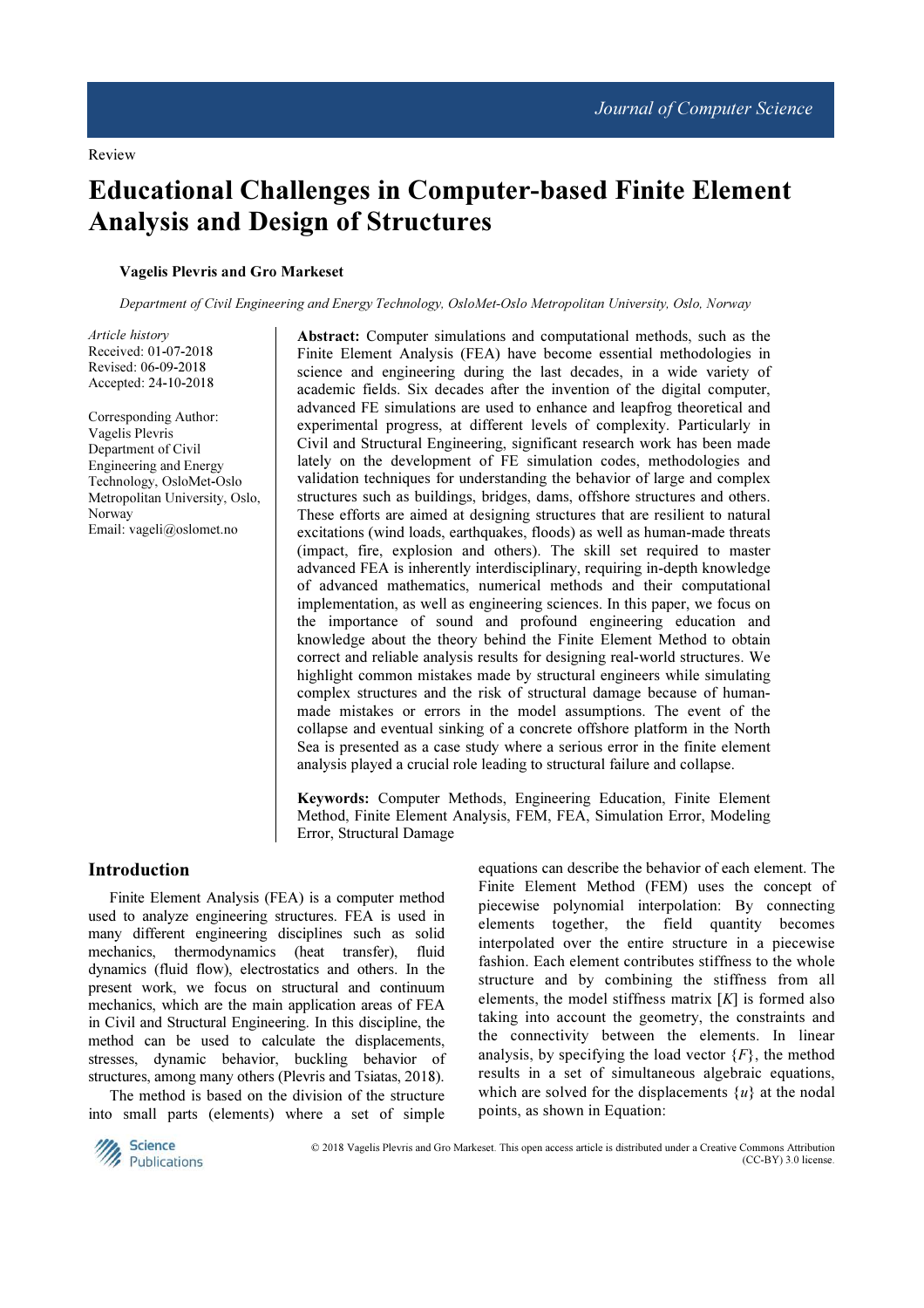Review

# Educational Challenges in Computer-based Finite Element Analysis and Design of Structures

**Vagelis Plevris and Gro Markeset**

*Department of Civil Engineering and Energy Technology, OsloMet-Oslo Metropolitan University, Oslo, Norway*

*Article history*
Received: 01-07-2018
Revised: 06-09-2018
Accepted: 24-10-2018

Corresponding Author:
Vagelis Plevris
Department of Civil Engineering and Energy Technology, OsloMet-Oslo Metropolitan University, Oslo, Norway
Email: vageli@oslomet.no

**Abstract:** Computer simulations and computational methods, such as the Finite Element Analysis (FEA) have become essential methodologies in science and engineering during the last decades, in a wide variety of academic fields. Six decades after the invention of the digital computer, advanced FE simulations are used to enhance and leapfrog theoretical and experimental progress, at different levels of complexity. Particularly in Civil and Structural Engineering, significant research work has been made lately on the development of FE simulation codes, methodologies and validation techniques for understanding the behavior of large and complex structures such as buildings, bridges, dams, offshore structures and others. These efforts are aimed at designing structures that are resilient to natural excitations (wind loads, earthquakes, floods) as well as human-made threats (impact, fire, explosion and others). The skill set required to master advanced FEA is inherently interdisciplinary, requiring in-depth knowledge of advanced mathematics, numerical methods and their computational implementation, as well as engineering sciences. In this paper, we focus on the importance of sound and profound engineering education and knowledge about the theory behind the Finite Element Method to obtain correct and reliable analysis results for designing real-world structures. We highlight common mistakes made by structural engineers while simulating complex structures and the risk of structural damage because of human-made mistakes or errors in the model assumptions. The event of the collapse and eventual sinking of a concrete offshore platform in the North Sea is presented as a case study where a serious error in the finite element analysis played a crucial role leading to structural failure and collapse.

**Keywords:** Computer Methods, Engineering Education, Finite Element Method, Finite Element Analysis, FEM, FEA, Simulation Error, Modeling Error, Structural Damage

## Introduction

Finite Element Analysis (FEA) is a computer method used to analyze engineering structures. FEA is used in many different engineering disciplines such as solid mechanics, thermodynamics (heat transfer), fluid dynamics (fluid flow), electrostatics and others. In the present work, we focus on structural and continuum mechanics, which are the main application areas of FEA in Civil and Structural Engineering. In this discipline, the method can be used to calculate the displacements, stresses, dynamic behavior, buckling behavior of structures, among many others (Plevris and Tsiatas, 2018).

The method is based on the division of the structure into small parts (elements) where a set of simple equations can describe the behavior of each element. The Finite Element Method (FEM) uses the concept of piecewise polynomial interpolation: By connecting elements together, the field quantity becomes interpolated over the entire structure in a piecewise fashion. Each element contributes stiffness to the whole structure and by combining the stiffness from all elements, the model stiffness matrix $[K]$ is formed also taking into account the geometry, the constraints and the connectivity between the elements. In linear analysis, by specifying the load vector $\{F\}$, the method results in a set of simultaneous algebraic equations, which are solved for the displacements $\{u\}$ at the nodal points, as shown in Equation:

© 2018 Vagelis Plevris and Gro Markeset. This open access article is distributed under a Creative Commons Attribution (CC-BY) 3.0 license.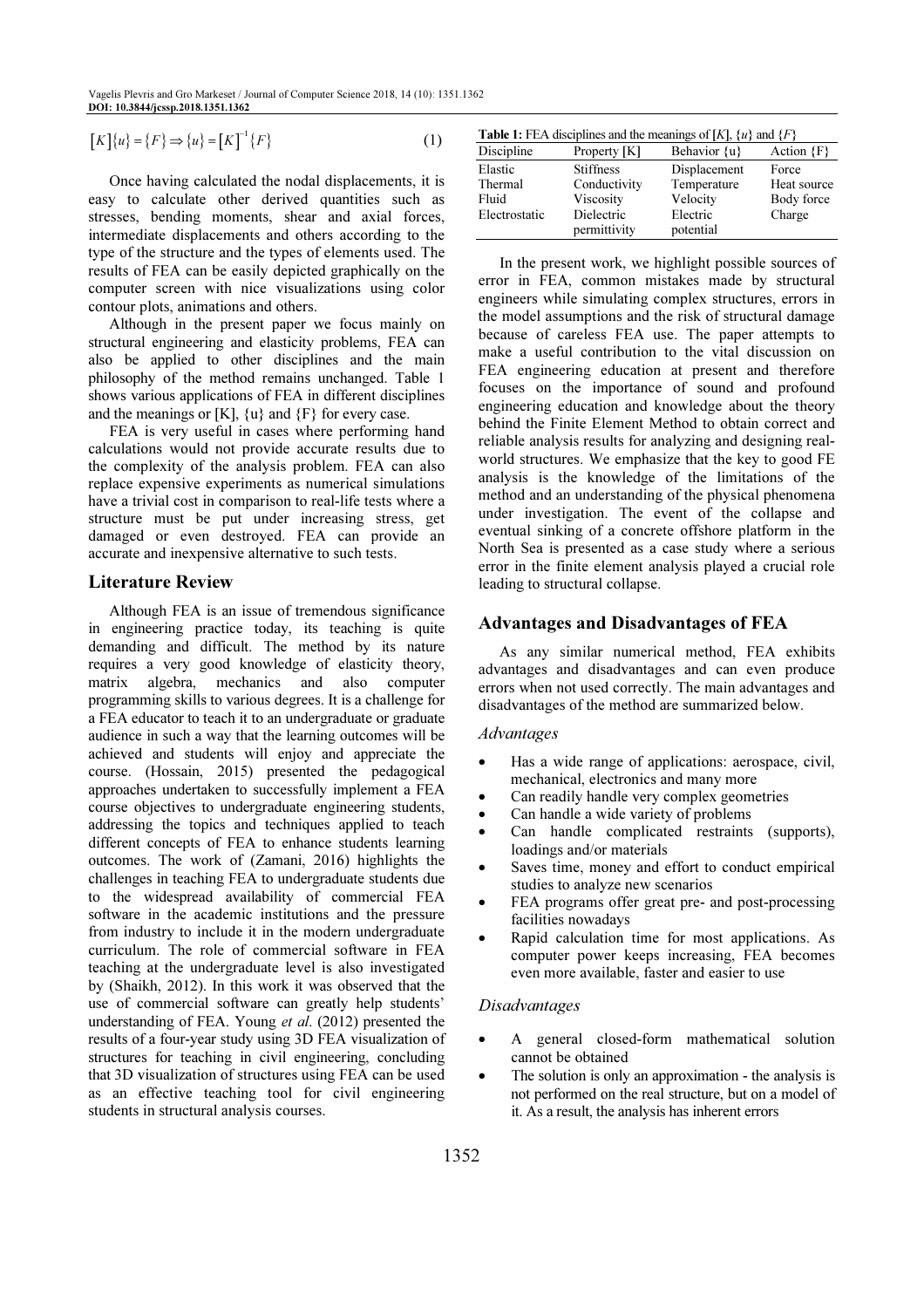$$[K]\{u\} = \{F\} \Rightarrow \{u\} = [K]^{-1}\{F\} \tag{1}$$

Once having calculated the nodal displacements, it is easy to calculate other derived quantities such as stresses, bending moments, shear and axial forces, intermediate displacements and others according to the type of the structure and the types of elements used. The results of FEA can be easily depicted graphically on the computer screen with nice visualizations using color contour plots, animations and others.

Although in the present paper we focus mainly on structural engineering and elasticity problems, FEA can also be applied to other disciplines and the main philosophy of the method remains unchanged. Table 1 shows various applications of FEA in different disciplines and the meanings or [K], {u} and {F} for every case.

FEA is very useful in cases where performing hand calculations would not provide accurate results due to the complexity of the analysis problem. FEA can also replace expensive experiments as numerical simulations have a trivial cost in comparison to real-life tests where a structure must be put under increasing stress, get damaged or even destroyed. FEA can provide an accurate and inexpensive alternative to such tests.

## Literature Review

Although FEA is an issue of tremendous significance in engineering practice today, its teaching is quite demanding and difficult. The method by its nature requires a very good knowledge of elasticity theory, matrix algebra, mechanics and also computer programming skills to various degrees. It is a challenge for a FEA educator to teach it to an undergraduate or graduate audience in such a way that the learning outcomes will be achieved and students will enjoy and appreciate the course. (Hossain, 2015) presented the pedagogical approaches undertaken to successfully implement a FEA course objectives to undergraduate engineering students, addressing the topics and techniques applied to teach different concepts of FEA to enhance students learning outcomes. The work of (Zamani, 2016) highlights the challenges in teaching FEA to undergraduate students due to the widespread availability of commercial FEA software in the academic institutions and the pressure from industry to include it in the modern undergraduate curriculum. The role of commercial software in FEA teaching at the undergraduate level is also investigated by (Shaikh, 2012). In this work it was observed that the use of commercial software can greatly help students' understanding of FEA. Young *et al*. (2012) presented the results of a four-year study using 3D FEA visualization of structures for teaching in civil engineering, concluding that 3D visualization of structures using FEA can be used as an effective teaching tool for civil engineering students in structural analysis courses.

**Table 1:** FEA disciplines and the meanings of $[K]$, $\{u\}$ and $\{F\}$

| Discipline | Property [K] | Behavior {u} | Action {F} |
|---|---|---|---|
| Elastic | Stiffness | Displacement | Force |
| Thermal | Conductivity | Temperature | Heat source |
| Fluid | Viscosity | Velocity | Body force |
| Electrostatic | Dielectric permittivity | Electric potential | Charge |

In the present work, we highlight possible sources of error in FEA, common mistakes made by structural engineers while simulating complex structures, errors in the model assumptions and the risk of structural damage because of careless FEA use. The paper attempts to make a useful contribution to the vital discussion on FEA engineering education at present and therefore focuses on the importance of sound and profound engineering education and knowledge about the theory behind the Finite Element Method to obtain correct and reliable analysis results for analyzing and designing real-world structures. We emphasize that the key to good FE analysis is the knowledge of the limitations of the method and an understanding of the physical phenomena under investigation. The event of the collapse and eventual sinking of a concrete offshore platform in the North Sea is presented as a case study where a serious error in the finite element analysis played a crucial role leading to structural collapse.

## Advantages and Disadvantages of FEA

As any similar numerical method, FEA exhibits advantages and disadvantages and can even produce errors when not used correctly. The main advantages and disadvantages of the method are summarized below.

### *Advantages*

- Has a wide range of applications: aerospace, civil, mechanical, electronics and many more
- Can readily handle very complex geometries
- Can handle a wide variety of problems
- Can handle complicated restraints (supports), loadings and/or materials
- Saves time, money and effort to conduct empirical studies to analyze new scenarios
- FEA programs offer great pre- and post-processing facilities nowadays
- Rapid calculation time for most applications. As computer power keeps increasing, FEA becomes even more available, faster and easier to use

### *Disadvantages*

- A general closed-form mathematical solution cannot be obtained
- The solution is only an approximation - the analysis is not performed on the real structure, but on a model of it. As a result, the analysis has inherent errors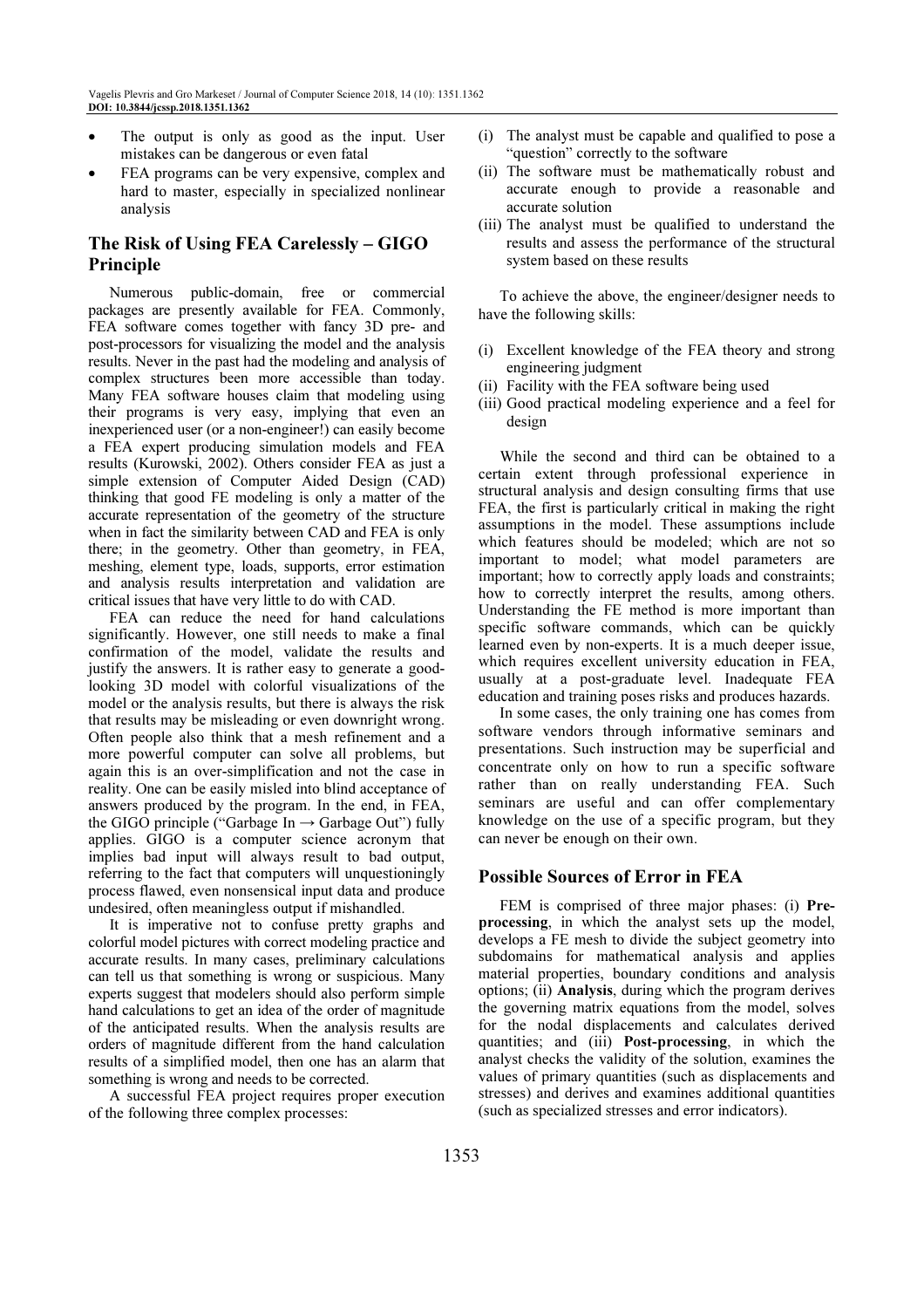- The output is only as good as the input. User mistakes can be dangerous or even fatal
- FEA programs can be very expensive, complex and hard to master, especially in specialized nonlinear analysis

## The Risk of Using FEA Carelessly – GIGO Principle

Numerous public-domain, free or commercial packages are presently available for FEA. Commonly, FEA software comes together with fancy 3D pre- and post-processors for visualizing the model and the analysis results. Never in the past had the modeling and analysis of complex structures been more accessible than today. Many FEA software houses claim that modeling using their programs is very easy, implying that even an inexperienced user (or a non-engineer!) can easily become a FEA expert producing simulation models and FEA results (Kurowski, 2002). Others consider FEA as just a simple extension of Computer Aided Design (CAD) thinking that good FE modeling is only a matter of the accurate representation of the geometry of the structure when in fact the similarity between CAD and FEA is only there; in the geometry. Other than geometry, in FEA, meshing, element type, loads, supports, error estimation and analysis results interpretation and validation are critical issues that have very little to do with CAD.

FEA can reduce the need for hand calculations significantly. However, one still needs to make a final confirmation of the model, validate the results and justify the answers. It is rather easy to generate a good-looking 3D model with colorful visualizations of the model or the analysis results, but there is always the risk that results may be misleading or even downright wrong. Often people also think that a mesh refinement and a more powerful computer can solve all problems, but again this is an over-simplification and not the case in reality. One can be easily misled into blind acceptance of answers produced by the program. In the end, in FEA, the GIGO principle ("Garbage In → Garbage Out") fully applies. GIGO is a computer science acronym that implies bad input will always result to bad output, referring to the fact that computers will unquestioningly process flawed, even nonsensical input data and produce undesired, often meaningless output if mishandled.

It is imperative not to confuse pretty graphs and colorful model pictures with correct modeling practice and accurate results. In many cases, preliminary calculations can tell us that something is wrong or suspicious. Many experts suggest that modelers should also perform simple hand calculations to get an idea of the order of magnitude of the anticipated results. When the analysis results are orders of magnitude different from the hand calculation results of a simplified model, then one has an alarm that something is wrong and needs to be corrected.

A successful FEA project requires proper execution of the following three complex processes:

(i) The analyst must be capable and qualified to pose a "question" correctly to the software
(ii) The software must be mathematically robust and accurate enough to provide a reasonable and accurate solution
(iii) The analyst must be qualified to understand the results and assess the performance of the structural system based on these results

To achieve the above, the engineer/designer needs to have the following skills:

(i) Excellent knowledge of the FEA theory and strong engineering judgment
(ii) Facility with the FEA software being used
(iii) Good practical modeling experience and a feel for design

While the second and third can be obtained to a certain extent through professional experience in structural analysis and design consulting firms that use FEA, the first is particularly critical in making the right assumptions in the model. These assumptions include which features should be modeled; which are not so important to model; what model parameters are important; how to correctly apply loads and constraints; how to correctly interpret the results, among others. Understanding the FE method is more important than specific software commands, which can be quickly learned even by non-experts. It is a much deeper issue, which requires excellent university education in FEA, usually at a post-graduate level. Inadequate FEA education and training poses risks and produces hazards.

In some cases, the only training one has comes from software vendors through informative seminars and presentations. Such instruction may be superficial and concentrate only on how to run a specific software rather than on really understanding FEA. Such seminars are useful and can offer complementary knowledge on the use of a specific program, but they can never be enough on their own.

## Possible Sources of Error in FEA

FEM is comprised of three major phases: (i) **Pre-processing**, in which the analyst sets up the model, develops a FE mesh to divide the subject geometry into subdomains for mathematical analysis and applies material properties, boundary conditions and analysis options; (ii) **Analysis**, during which the program derives the governing matrix equations from the model, solves for the nodal displacements and calculates derived quantities; and (iii) **Post-processing**, in which the analyst checks the validity of the solution, examines the values of primary quantities (such as displacements and stresses) and derives and examines additional quantities (such as specialized stresses and error indicators).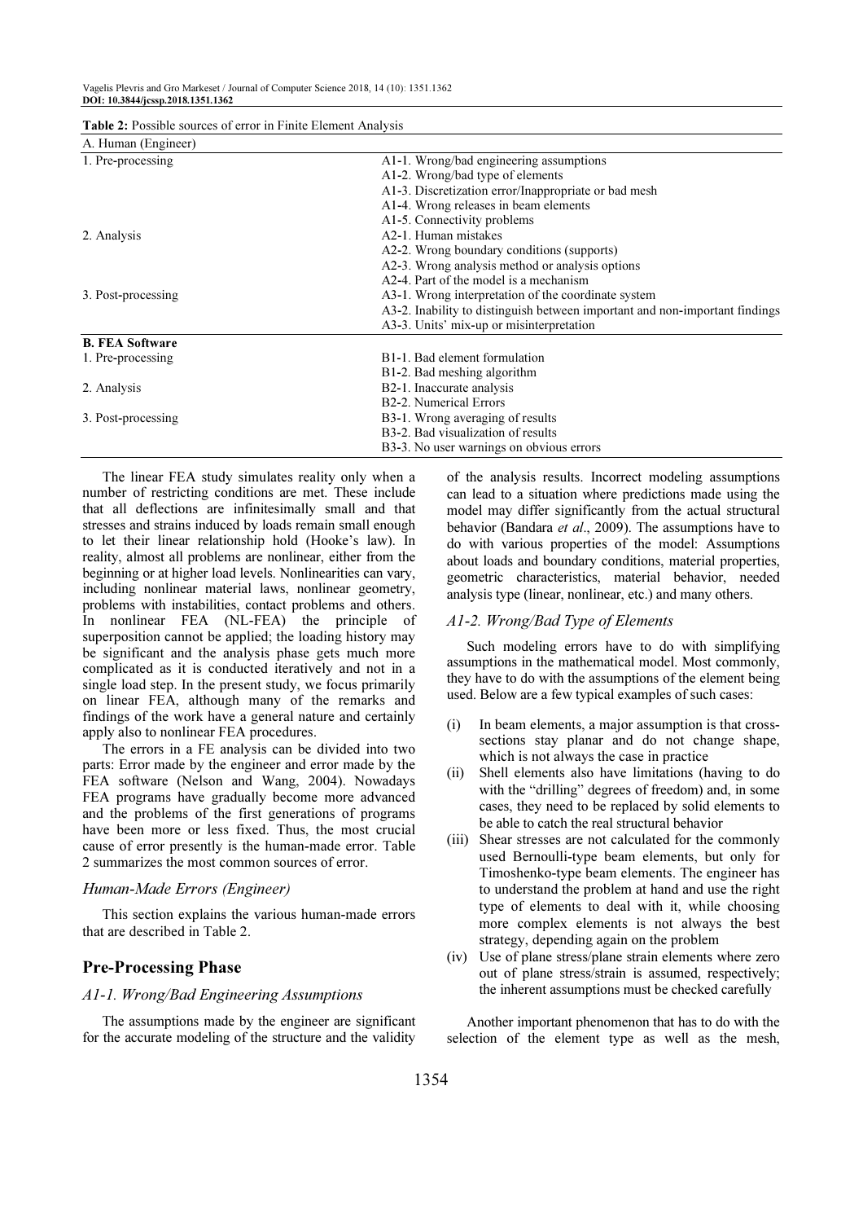**Table 2:** Possible sources of error in Finite Element Analysis

| A. Human (Engineer) | |
|---|---|
| 1. Pre-processing | A1-1. Wrong/bad engineering assumptions |
| | A1-2. Wrong/bad type of elements |
| | A1-3. Discretization error/Inappropriate or bad mesh |
| | A1-4. Wrong releases in beam elements |
| | A1-5. Connectivity problems |
| 2. Analysis | A2-1. Human mistakes |
| | A2-2. Wrong boundary conditions (supports) |
| | A2-3. Wrong analysis method or analysis options |
| | A2-4. Part of the model is a mechanism |
| 3. Post-processing | A3-1. Wrong interpretation of the coordinate system |
| | A3-2. Inability to distinguish between important and non-important findings |
| | A3-3. Units' mix-up or misinterpretation |
| **B. FEA Software** | |
| 1. Pre-processing | B1-1. Bad element formulation |
| | B1-2. Bad meshing algorithm |
| 2. Analysis | B2-1. Inaccurate analysis |
| | B2-2. Numerical Errors |
| 3. Post-processing | B3-1. Wrong averaging of results |
| | B3-2. Bad visualization of results |
| | B3-3. No user warnings on obvious errors |

The linear FEA study simulates reality only when a number of restricting conditions are met. These include that all deflections are infinitesimally small and that stresses and strains induced by loads remain small enough to let their linear relationship hold (Hooke's law). In reality, almost all problems are nonlinear, either from the beginning or at higher load levels. Nonlinearities can vary, including nonlinear material laws, nonlinear geometry, problems with instabilities, contact problems and others. In nonlinear FEA (NL-FEA) the principle of superposition cannot be applied; the loading history may be significant and the analysis phase gets much more complicated as it is conducted iteratively and not in a single load step. In the present study, we focus primarily on linear FEA, although many of the remarks and findings of the work have a general nature and certainly apply also to nonlinear FEA procedures.

The errors in a FE analysis can be divided into two parts: Error made by the engineer and error made by the FEA software (Nelson and Wang, 2004). Nowadays FEA programs have gradually become more advanced and the problems of the first generations of programs have been more or less fixed. Thus, the most crucial cause of error presently is the human-made error. Table 2 summarizes the most common sources of error.

### *Human-Made Errors (Engineer)*

This section explains the various human-made errors that are described in Table 2.

## Pre-Processing Phase

### *A1-1. Wrong/Bad Engineering Assumptions*

The assumptions made by the engineer are significant for the accurate modeling of the structure and the validity of the analysis results. Incorrect modeling assumptions can lead to a situation where predictions made using the model may differ significantly from the actual structural behavior (Bandara *et al*., 2009). The assumptions have to do with various properties of the model: Assumptions about loads and boundary conditions, material properties, geometric characteristics, material behavior, needed analysis type (linear, nonlinear, etc.) and many others.

### *A1-2. Wrong/Bad Type of Elements*

Such modeling errors have to do with simplifying assumptions in the mathematical model. Most commonly, they have to do with the assumptions of the element being used. Below are a few typical examples of such cases:

(i) In beam elements, a major assumption is that cross-sections stay planar and do not change shape, which is not always the case in practice
(ii) Shell elements also have limitations (having to do with the "drilling" degrees of freedom) and, in some cases, they need to be replaced by solid elements to be able to catch the real structural behavior
(iii) Shear stresses are not calculated for the commonly used Bernoulli-type beam elements, but only for Timoshenko-type beam elements. The engineer has to understand the problem at hand and use the right type of elements to deal with it, while choosing more complex elements is not always the best strategy, depending again on the problem
(iv) Use of plane stress/plane strain elements where zero out of plane stress/strain is assumed, respectively; the inherent assumptions must be checked carefully

Another important phenomenon that has to do with the selection of the element type as well as the mesh,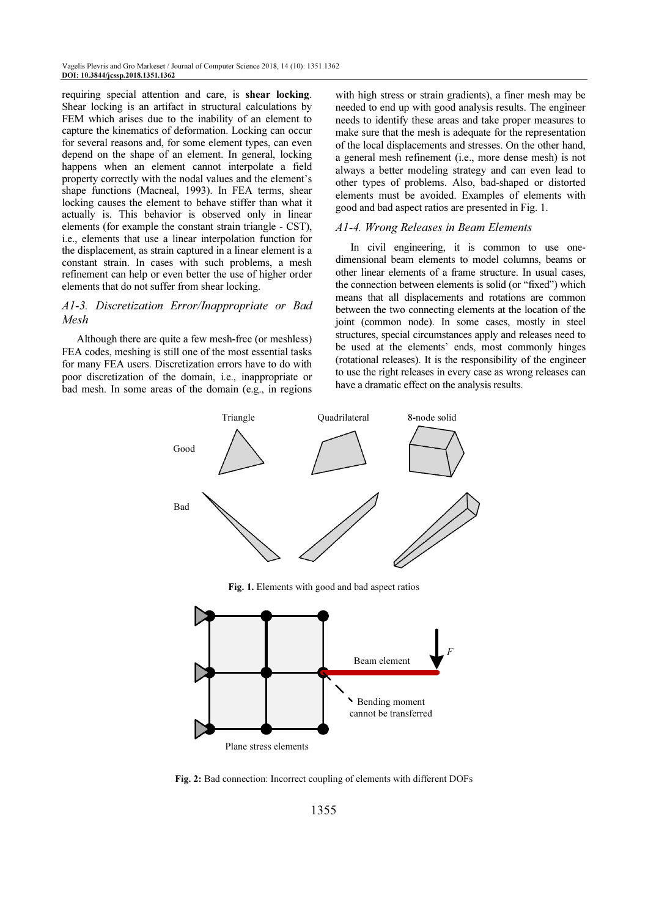requiring special attention and care, is **shear locking**. Shear locking is an artifact in structural calculations by FEM which arises due to the inability of an element to capture the kinematics of deformation. Locking can occur for several reasons and, for some element types, can even depend on the shape of an element. In general, locking happens when an element cannot interpolate a field property correctly with the nodal values and the element's shape functions (Macneal, 1993). In FEA terms, shear locking causes the element to behave stiffer than what it actually is. This behavior is observed only in linear elements (for example the constant strain triangle - CST), i.e., elements that use a linear interpolation function for the displacement, as strain captured in a linear element is a constant strain. In cases with such problems, a mesh refinement can help or even better the use of higher order elements that do not suffer from shear locking.

### *A1-3. Discretization Error/Inappropriate or Bad Mesh*

Although there are quite a few mesh-free (or meshless) FEA codes, meshing is still one of the most essential tasks for many FEA users. Discretization errors have to do with poor discretization of the domain, i.e., inappropriate or bad mesh. In some areas of the domain (e.g., in regions with high stress or strain gradients), a finer mesh may be needed to end up with good analysis results. The engineer needs to identify these areas and take proper measures to make sure that the mesh is adequate for the representation of the local displacements and stresses. On the other hand, a general mesh refinement (i.e., more dense mesh) is not always a better modeling strategy and can even lead to other types of problems. Also, bad-shaped or distorted elements must be avoided. Examples of elements with good and bad aspect ratios are presented in Fig. 1.

### *A1-4. Wrong Releases in Beam Elements*

In civil engineering, it is common to use one-dimensional beam elements to model columns, beams or other linear elements of a frame structure. In usual cases, the connection between elements is solid (or "fixed") which means that all displacements and rotations are common between the two connecting elements at the location of the joint (common node). In some cases, mostly in steel structures, special circumstances apply and releases need to be used at the elements' ends, most commonly hinges (rotational releases). It is the responsibility of the engineer to use the right releases in every case as wrong releases can have a dramatic effect on the analysis results.

**Fig. 1.** Elements with good and bad aspect ratios

**Fig. 2:** Bad connection: Incorrect coupling of elements with different DOFs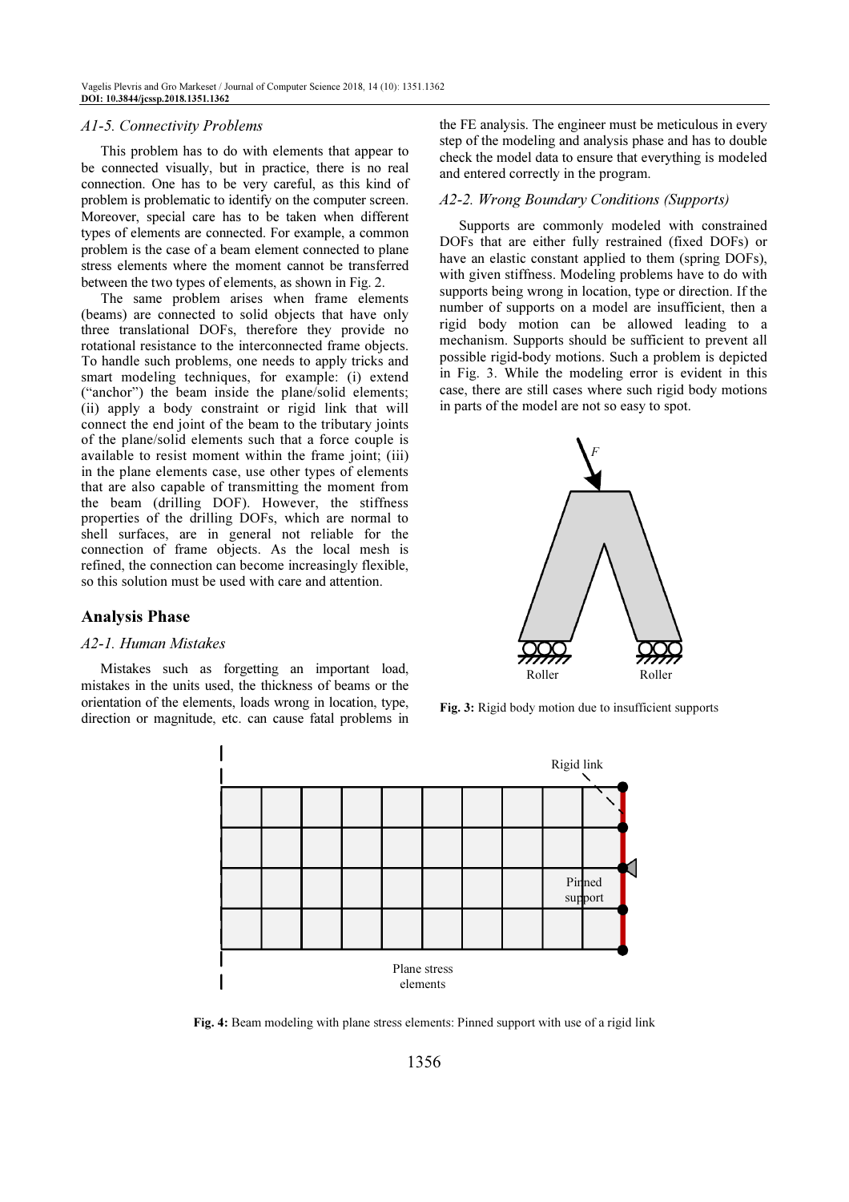### A1-5. Connectivity Problems

This problem has to do with elements that appear to be connected visually, but in practice, there is no real connection. One has to be very careful, as this kind of problem is problematic to identify on the computer screen. Moreover, special care has to be taken when different types of elements are connected. For example, a common problem is the case of a beam element connected to plane stress elements where the moment cannot be transferred between the two types of elements, as shown in Fig. 2.

The same problem arises when frame elements (beams) are connected to solid objects that have only three translational DOFs, therefore they provide no rotational resistance to the interconnected frame objects. To handle such problems, one needs to apply tricks and smart modeling techniques, for example: (i) extend ("anchor") the beam inside the plane/solid elements; (ii) apply a body constraint or rigid link that will connect the end joint of the beam to the tributary joints of the plane/solid elements such that a force couple is available to resist moment within the frame joint; (iii) in the plane elements case, use other types of elements that are also capable of transmitting the moment from the beam (drilling DOF). However, the stiffness properties of the drilling DOFs, which are normal to shell surfaces, are in general not reliable for the connection of frame objects. As the local mesh is refined, the connection can become increasingly flexible, so this solution must be used with care and attention.

## Analysis Phase

### A2-1. Human Mistakes

Mistakes such as forgetting an important load, mistakes in the units used, the thickness of beams or the orientation of the elements, loads wrong in location, type, direction or magnitude, etc. can cause fatal problems in the FE analysis. The engineer must be meticulous in every step of the modeling and analysis phase and has to double check the model data to ensure that everything is modeled and entered correctly in the program.

### A2-2. Wrong Boundary Conditions (Supports)

Supports are commonly modeled with constrained DOFs that are either fully restrained (fixed DOFs) or have an elastic constant applied to them (spring DOFs), with given stiffness. Modeling problems have to do with supports being wrong in location, type or direction. If the number of supports on a model are insufficient, then a rigid body motion can be allowed leading to a mechanism. Supports should be sufficient to prevent all possible rigid-body motions. Such a problem is depicted in Fig. 3. While the modeling error is evident in this case, there are still cases where such rigid body motions in parts of the model are not so easy to spot.

**Fig. 3:** Rigid body motion due to insufficient supports

**Fig. 4:** Beam modeling with plane stress elements: Pinned support with use of a rigid link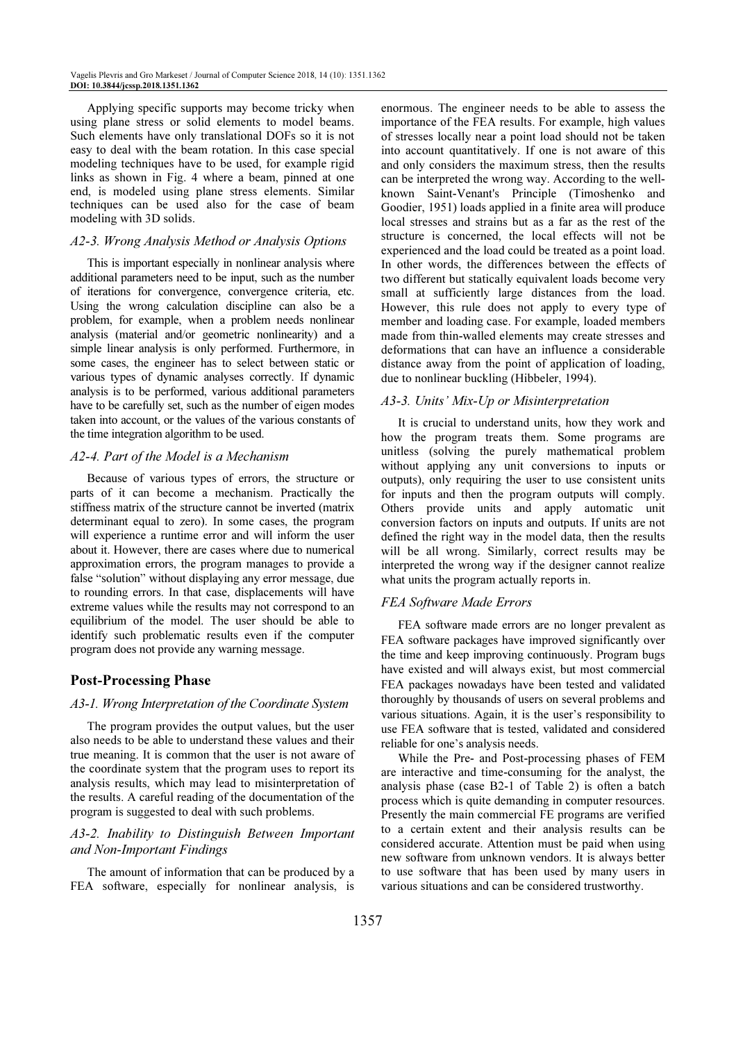Applying specific supports may become tricky when using plane stress or solid elements to model beams. Such elements have only translational DOFs so it is not easy to deal with the beam rotation. In this case special modeling techniques have to be used, for example rigid links as shown in Fig. 4 where a beam, pinned at one end, is modeled using plane stress elements. Similar techniques can be used also for the case of beam modeling with 3D solids.

### *A2-3. Wrong Analysis Method or Analysis Options*

This is important especially in nonlinear analysis where additional parameters need to be input, such as the number of iterations for convergence, convergence criteria, etc. Using the wrong calculation discipline can also be a problem, for example, when a problem needs nonlinear analysis (material and/or geometric nonlinearity) and a simple linear analysis is only performed. Furthermore, in some cases, the engineer has to select between static or various types of dynamic analyses correctly. If dynamic analysis is to be performed, various additional parameters have to be carefully set, such as the number of eigen modes taken into account, or the values of the various constants of the time integration algorithm to be used.

### *A2-4. Part of the Model is a Mechanism*

Because of various types of errors, the structure or parts of it can become a mechanism. Practically the stiffness matrix of the structure cannot be inverted (matrix determinant equal to zero). In some cases, the program will experience a runtime error and will inform the user about it. However, there are cases where due to numerical approximation errors, the program manages to provide a false "solution" without displaying any error message, due to rounding errors. In that case, displacements will have extreme values while the results may not correspond to an equilibrium of the model. The user should be able to identify such problematic results even if the computer program does not provide any warning message.

## Post-Processing Phase

### *A3-1. Wrong Interpretation of the Coordinate System*

The program provides the output values, but the user also needs to be able to understand these values and their true meaning. It is common that the user is not aware of the coordinate system that the program uses to report its analysis results, which may lead to misinterpretation of the results. A careful reading of the documentation of the program is suggested to deal with such problems.

### *A3-2. Inability to Distinguish Between Important and Non-Important Findings*

The amount of information that can be produced by a FEA software, especially for nonlinear analysis, is enormous. The engineer needs to be able to assess the importance of the FEA results. For example, high values of stresses locally near a point load should not be taken into account quantitatively. If one is not aware of this and only considers the maximum stress, then the results can be interpreted the wrong way. According to the well-known Saint-Venant's Principle (Timoshenko and Goodier, 1951) loads applied in a finite area will produce local stresses and strains but as a far as the rest of the structure is concerned, the local effects will not be experienced and the load could be treated as a point load. In other words, the differences between the effects of two different but statically equivalent loads become very small at sufficiently large distances from the load. However, this rule does not apply to every type of member and loading case. For example, loaded members made from thin-walled elements may create stresses and deformations that can have an influence a considerable distance away from the point of application of loading, due to nonlinear buckling (Hibbeler, 1994).

### *A3-3. Units' Mix-Up or Misinterpretation*

It is crucial to understand units, how they work and how the program treats them. Some programs are unitless (solving the purely mathematical problem without applying any unit conversions to inputs or outputs), only requiring the user to use consistent units for inputs and then the program outputs will comply. Others provide units and apply automatic unit conversion factors on inputs and outputs. If units are not defined the right way in the model data, then the results will be all wrong. Similarly, correct results may be interpreted the wrong way if the designer cannot realize what units the program actually reports in.

### *FEA Software Made Errors*

FEA software made errors are no longer prevalent as FEA software packages have improved significantly over the time and keep improving continuously. Program bugs have existed and will always exist, but most commercial FEA packages nowadays have been tested and validated thoroughly by thousands of users on several problems and various situations. Again, it is the user's responsibility to use FEA software that is tested, validated and considered reliable for one's analysis needs.

While the Pre- and Post-processing phases of FEM are interactive and time-consuming for the analyst, the analysis phase (case B2-1 of Table 2) is often a batch process which is quite demanding in computer resources. Presently the main commercial FE programs are verified to a certain extent and their analysis results can be considered accurate. Attention must be paid when using new software from unknown vendors. It is always better to use software that has been used by many users in various situations and can be considered trustworthy.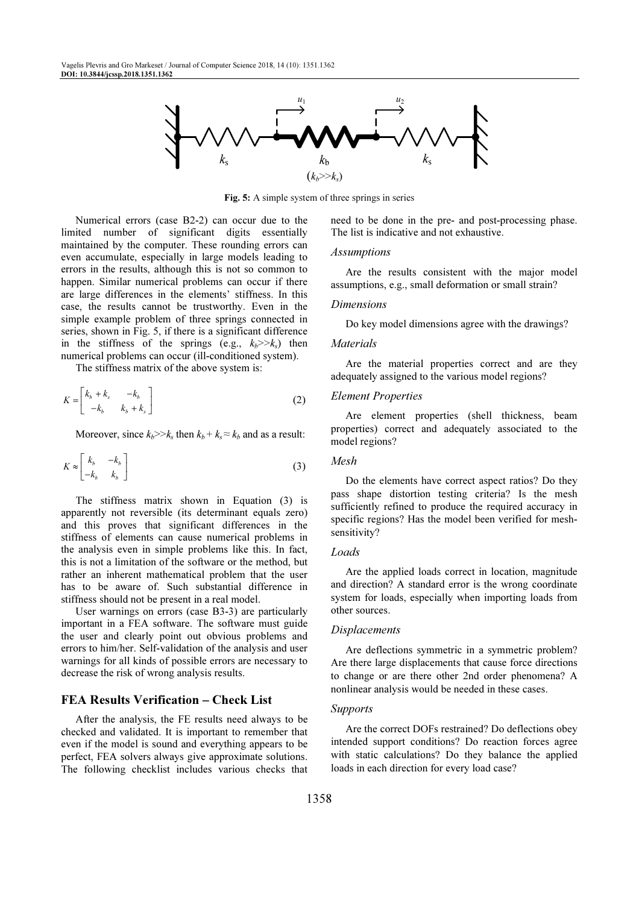Fig. 5: A simple system of three springs in series

Numerical errors (case B2-2) can occur due to the limited number of significant digits essentially maintained by the computer. These rounding errors can even accumulate, especially in large models leading to errors in the results, although this is not so common to happen. Similar numerical problems can occur if there are large differences in the elements' stiffness. In this case, the results cannot be trustworthy. Even in the simple example problem of three springs connected in series, shown in Fig. 5, if there is a significant difference in the stiffness of the springs (e.g., $k_b >> k_s$) then numerical problems can occur (ill-conditioned system).

The stiffness matrix of the above system is:

$$K = \begin{bmatrix} k_b + k_s & -k_b \\ -k_b & k_b + k_s \end{bmatrix} \quad (2)$$

Moreover, since $k_b >> k_s$ then $k_b + k_s \approx k_b$ and as a result:

$$K \approx \begin{bmatrix} k_b & -k_b \\ -k_b & k_b \end{bmatrix} \quad (3)$$

The stiffness matrix shown in Equation (3) is apparently not reversible (its determinant equals zero) and this proves that significant differences in the stiffness of elements can cause numerical problems in the analysis even in simple problems like this. In fact, this is not a limitation of the software or the method, but rather an inherent mathematical problem that the user has to be aware of. Such substantial difference in stiffness should not be present in a real model.

User warnings on errors (case B3-3) are particularly important in a FEA software. The software must guide the user and clearly point out obvious problems and errors to him/her. Self-validation of the analysis and user warnings for all kinds of possible errors are necessary to decrease the risk of wrong analysis results.

## FEA Results Verification – Check List

After the analysis, the FE results need always to be checked and validated. It is important to remember that even if the model is sound and everything appears to be perfect, FEA solvers always give approximate solutions. The following checklist includes various checks that need to be done in the pre- and post-processing phase. The list is indicative and not exhaustive.

### *Assumptions*

Are the results consistent with the major model assumptions, e.g., small deformation or small strain?

### *Dimensions*

Do key model dimensions agree with the drawings?

### *Materials*

Are the material properties correct and are they adequately assigned to the various model regions?

### *Element Properties*

Are element properties (shell thickness, beam properties) correct and adequately associated to the model regions?

### *Mesh*

Do the elements have correct aspect ratios? Do they pass shape distortion testing criteria? Is the mesh sufficiently refined to produce the required accuracy in specific regions? Has the model been verified for mesh-sensitivity?

### *Loads*

Are the applied loads correct in location, magnitude and direction? A standard error is the wrong coordinate system for loads, especially when importing loads from other sources.

### *Displacements*

Are deflections symmetric in a symmetric problem? Are there large displacements that cause force directions to change or are there other 2nd order phenomena? A nonlinear analysis would be needed in these cases.

### *Supports*

Are the correct DOFs restrained? Do deflections obey intended support conditions? Do reaction forces agree with static calculations? Do they balance the applied loads in each direction for every load case?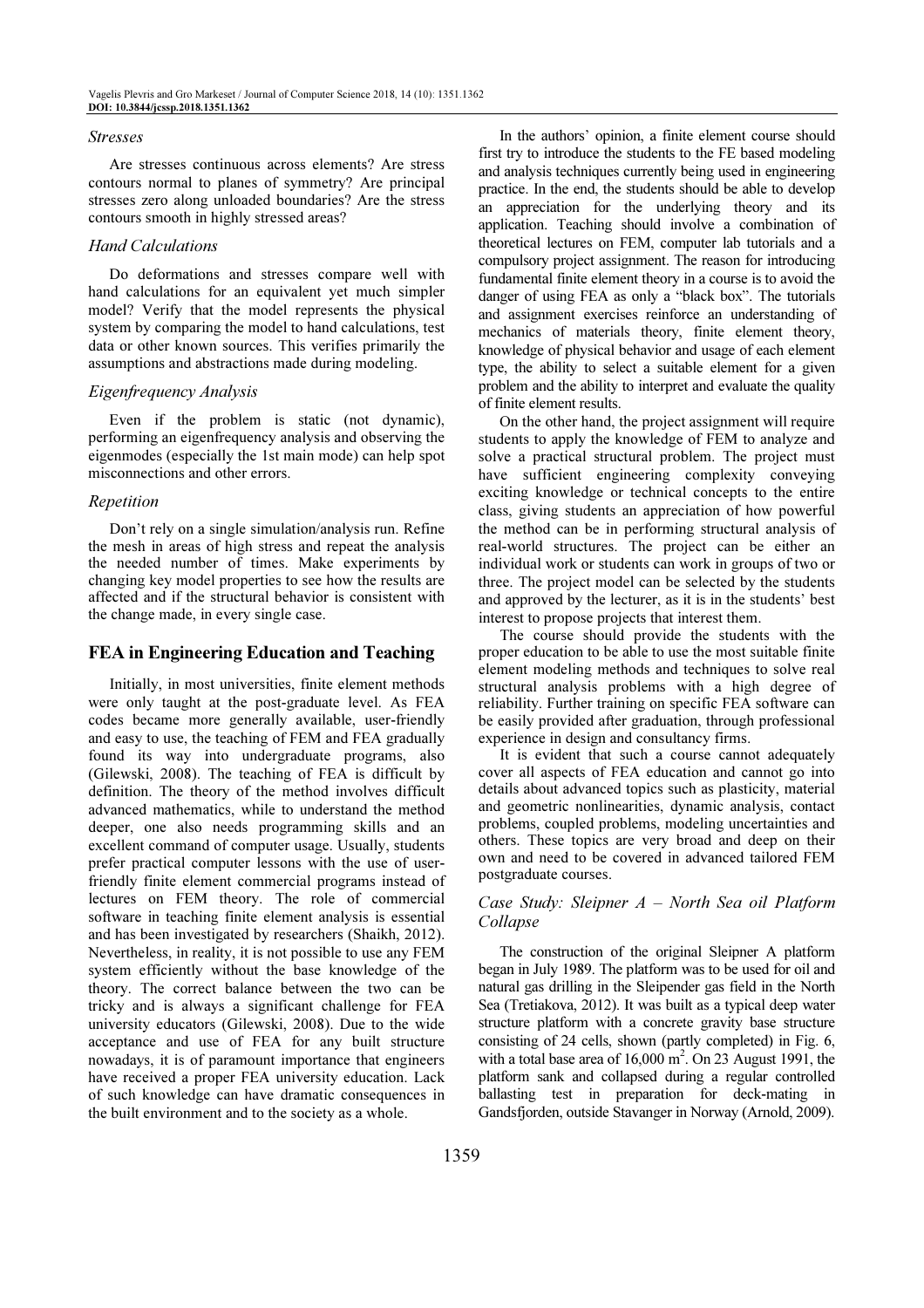### *Stresses*

Are stresses continuous across elements? Are stress contours normal to planes of symmetry? Are principal stresses zero along unloaded boundaries? Are the stress contours smooth in highly stressed areas?

### *Hand Calculations*

Do deformations and stresses compare well with hand calculations for an equivalent yet much simpler model? Verify that the model represents the physical system by comparing the model to hand calculations, test data or other known sources. This verifies primarily the assumptions and abstractions made during modeling.

### *Eigenfrequency Analysis*

Even if the problem is static (not dynamic), performing an eigenfrequency analysis and observing the eigenmodes (especially the 1st main mode) can help spot misconnections and other errors.

### *Repetition*

Don't rely on a single simulation/analysis run. Refine the mesh in areas of high stress and repeat the analysis the needed number of times. Make experiments by changing key model properties to see how the results are affected and if the structural behavior is consistent with the change made, in every single case.

## FEA in Engineering Education and Teaching

Initially, in most universities, finite element methods were only taught at the post-graduate level. As FEA codes became more generally available, user-friendly and easy to use, the teaching of FEM and FEA gradually found its way into undergraduate programs, also (Gilewski, 2008). The teaching of FEA is difficult by definition. The theory of the method involves difficult advanced mathematics, while to understand the method deeper, one also needs programming skills and an excellent command of computer usage. Usually, students prefer practical computer lessons with the use of user-friendly finite element commercial programs instead of lectures on FEM theory. The role of commercial software in teaching finite element analysis is essential and has been investigated by researchers (Shaikh, 2012). Nevertheless, in reality, it is not possible to use any FEM system efficiently without the base knowledge of the theory. The correct balance between the two can be tricky and is always a significant challenge for FEA university educators (Gilewski, 2008). Due to the wide acceptance and use of FEA for any built structure nowadays, it is of paramount importance that engineers have received a proper FEA university education. Lack of such knowledge can have dramatic consequences in the built environment and to the society as a whole.

In the authors' opinion, a finite element course should first try to introduce the students to the FE based modeling and analysis techniques currently being used in engineering practice. In the end, the students should be able to develop an appreciation for the underlying theory and its application. Teaching should involve a combination of theoretical lectures on FEM, computer lab tutorials and a compulsory project assignment. The reason for introducing fundamental finite element theory in a course is to avoid the danger of using FEA as only a "black box". The tutorials and assignment exercises reinforce an understanding of mechanics of materials theory, finite element theory, knowledge of physical behavior and usage of each element type, the ability to select a suitable element for a given problem and the ability to interpret and evaluate the quality of finite element results.

On the other hand, the project assignment will require students to apply the knowledge of FEM to analyze and solve a practical structural problem. The project must have sufficient engineering complexity conveying exciting knowledge or technical concepts to the entire class, giving students an appreciation of how powerful the method can be in performing structural analysis of real-world structures. The project can be either an individual work or students can work in groups of two or three. The project model can be selected by the students and approved by the lecturer, as it is in the students' best interest to propose projects that interest them.

The course should provide the students with the proper education to be able to use the most suitable finite element modeling methods and techniques to solve real structural analysis problems with a high degree of reliability. Further training on specific FEA software can be easily provided after graduation, through professional experience in design and consultancy firms.

It is evident that such a course cannot adequately cover all aspects of FEA education and cannot go into details about advanced topics such as plasticity, material and geometric nonlinearities, dynamic analysis, contact problems, coupled problems, modeling uncertainties and others. These topics are very broad and deep on their own and need to be covered in advanced tailored FEM postgraduate courses.

### *Case Study: Sleipner A – North Sea oil Platform Collapse*

The construction of the original Sleipner A platform began in July 1989. The platform was to be used for oil and natural gas drilling in the Sleipender gas field in the North Sea (Tretiakova, 2012). It was built as a typical deep water structure platform with a concrete gravity base structure consisting of 24 cells, shown (partly completed) in Fig. 6, with a total base area of 16,000 m$^2$. On 23 August 1991, the platform sank and collapsed during a regular controlled ballasting test in preparation for deck-mating in Gandsfjorden, outside Stavanger in Norway (Arnold, 2009).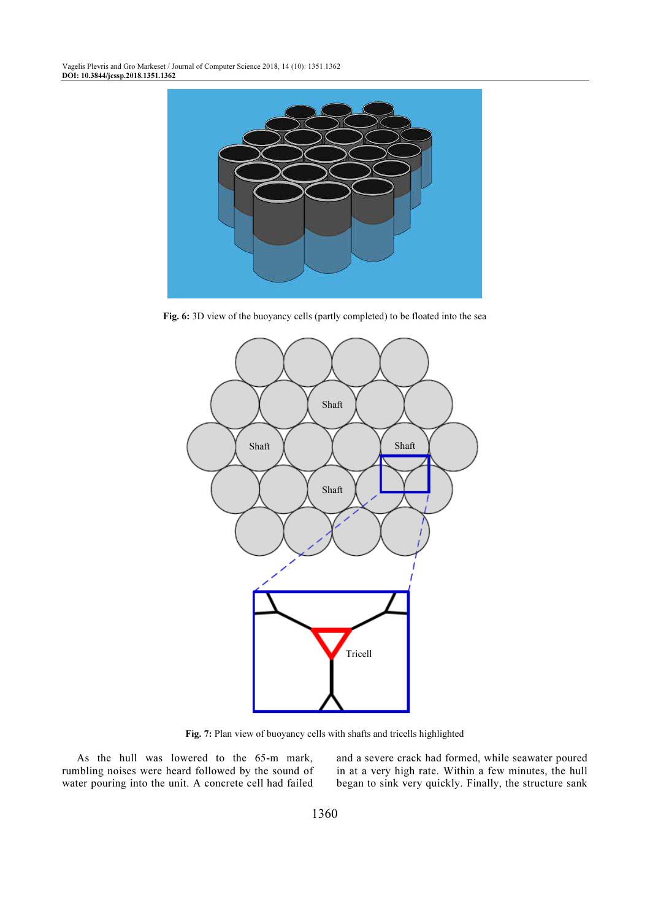**Fig. 6:** 3D view of the buoyancy cells (partly completed) to be floated into the sea

**Fig. 7:** Plan view of buoyancy cells with shafts and tricells highlighted

As the hull was lowered to the 65-m mark, rumbling noises were heard followed by the sound of water pouring into the unit. A concrete cell had failed and a severe crack had formed, while seawater poured in at a very high rate. Within a few minutes, the hull began to sink very quickly. Finally, the structure sank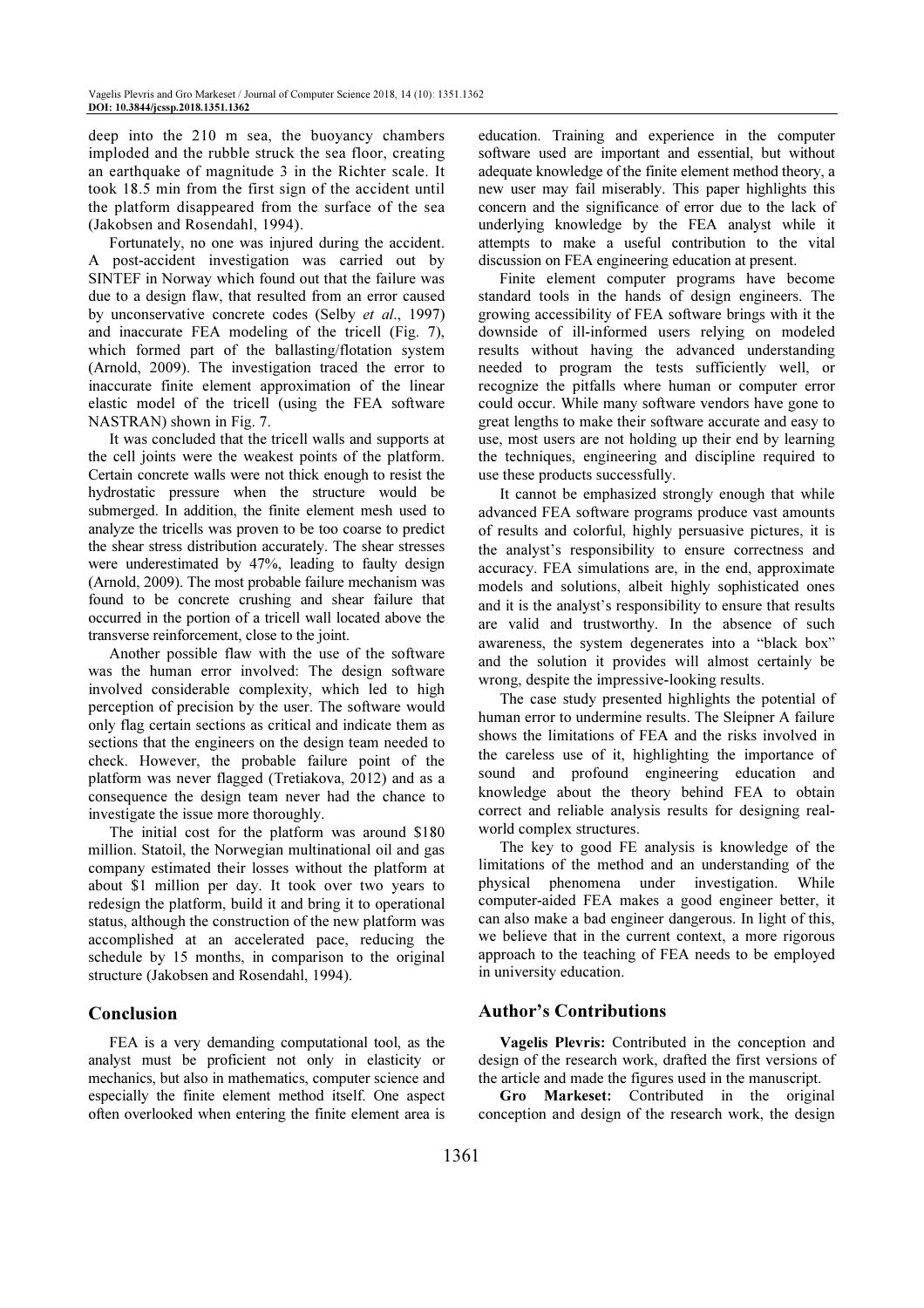deep into the 210 m sea, the buoyancy chambers imploded and the rubble struck the sea floor, creating an earthquake of magnitude 3 in the Richter scale. It took 18.5 min from the first sign of the accident until the platform disappeared from the surface of the sea (Jakobsen and Rosendahl, 1994).

Fortunately, no one was injured during the accident. A post-accident investigation was carried out by SINTEF in Norway which found out that the failure was due to a design flaw, that resulted from an error caused by unconservative concrete codes (Selby *et al*., 1997) and inaccurate FEA modeling of the tricell (Fig. 7), which formed part of the ballasting/flotation system (Arnold, 2009). The investigation traced the error to inaccurate finite element approximation of the linear elastic model of the tricell (using the FEA software NASTRAN) shown in Fig. 7.

It was concluded that the tricell walls and supports at the cell joints were the weakest points of the platform. Certain concrete walls were not thick enough to resist the hydrostatic pressure when the structure would be submerged. In addition, the finite element mesh used to analyze the tricells was proven to be too coarse to predict the shear stress distribution accurately. The shear stresses were underestimated by 47%, leading to faulty design (Arnold, 2009). The most probable failure mechanism was found to be concrete crushing and shear failure that occurred in the portion of a tricell wall located above the transverse reinforcement, close to the joint.

Another possible flaw with the use of the software was the human error involved: The design software involved considerable complexity, which led to high perception of precision by the user. The software would only flag certain sections as critical and indicate them as sections that the engineers on the design team needed to check. However, the probable failure point of the platform was never flagged (Tretiakova, 2012) and as a consequence the design team never had the chance to investigate the issue more thoroughly.

The initial cost for the platform was around $180 million. Statoil, the Norwegian multinational oil and gas company estimated their losses without the platform at about $1 million per day. It took over two years to redesign the platform, build it and bring it to operational status, although the construction of the new platform was accomplished at an accelerated pace, reducing the schedule by 15 months, in comparison to the original structure (Jakobsen and Rosendahl, 1994).

## Conclusion

FEA is a very demanding computational tool, as the analyst must be proficient not only in elasticity or mechanics, but also in mathematics, computer science and especially the finite element method itself. One aspect often overlooked when entering the finite element area is education. Training and experience in the computer software used are important and essential, but without adequate knowledge of the finite element method theory, a new user may fail miserably. This paper highlights this concern and the significance of error due to the lack of underlying knowledge by the FEA analyst while it attempts to make a useful contribution to the vital discussion on FEA engineering education at present.

Finite element computer programs have become standard tools in the hands of design engineers. The growing accessibility of FEA software brings with it the downside of ill-informed users relying on modeled results without having the advanced understanding needed to program the tests sufficiently well, or recognize the pitfalls where human or computer error could occur. While many software vendors have gone to great lengths to make their software accurate and easy to use, most users are not holding up their end by learning the techniques, engineering and discipline required to use these products successfully.

It cannot be emphasized strongly enough that while advanced FEA software programs produce vast amounts of results and colorful, highly persuasive pictures, it is the analyst's responsibility to ensure correctness and accuracy. FEA simulations are, in the end, approximate models and solutions, albeit highly sophisticated ones and it is the analyst's responsibility to ensure that results are valid and trustworthy. In the absence of such awareness, the system degenerates into a "black box" and the solution it provides will almost certainly be wrong, despite the impressive-looking results.

The case study presented highlights the potential of human error to undermine results. The Sleipner A failure shows the limitations of FEA and the risks involved in the careless use of it, highlighting the importance of sound and profound engineering education and knowledge about the theory behind FEA to obtain correct and reliable analysis results for designing real-world complex structures.

The key to good FE analysis is knowledge of the limitations of the method and an understanding of the physical phenomena under investigation. While computer-aided FEA makes a good engineer better, it can also make a bad engineer dangerous. In light of this, we believe that in the current context, a more rigorous approach to the teaching of FEA needs to be employed in university education.

## Author's Contributions

**Vagelis Plevris:** Contributed in the conception and design of the research work, drafted the first versions of the article and made the figures used in the manuscript.

**Gro Markeset:** Contributed in the original conception and design of the research work, the design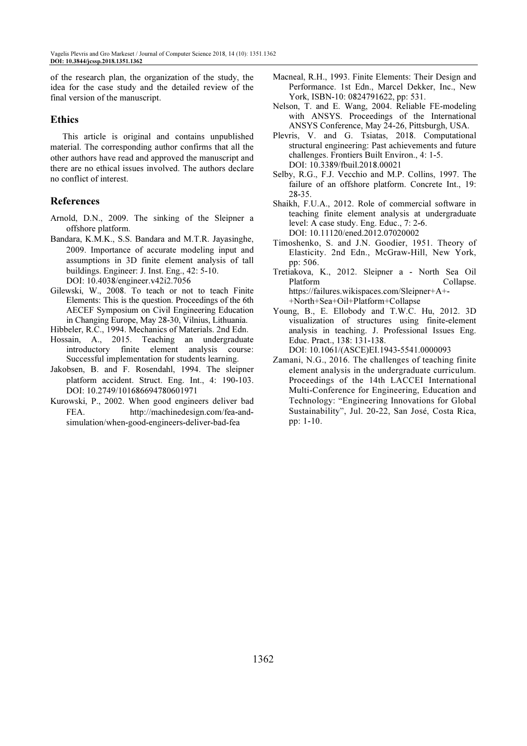of the research plan, the organization of the study, the idea for the case study and the detailed review of the final version of the manuscript.

## Ethics

This article is original and contains unpublished material. The corresponding author confirms that all the other authors have read and approved the manuscript and there are no ethical issues involved. The authors declare no conflict of interest.

## References

Arnold, D.N., 2009. The sinking of the Sleipner a offshore platform.

Bandara, K.M.K., S.S. Bandara and M.T.R. Jayasinghe, 2009. Importance of accurate modeling input and assumptions in 3D finite element analysis of tall buildings. Engineer: J. Inst. Eng., 42: 5-10. DOI: 10.4038/engineer.v42i2.7056

Gilewski, W., 2008. To teach or not to teach Finite Elements: This is the question. Proceedings of the 6th AECEF Symposium on Civil Engineering Education in Changing Europe, May 28-30, Vilnius, Lithuania.

Hibbeler, R.C., 1994. Mechanics of Materials. 2nd Edn.

Hossain, A., 2015. Teaching an undergraduate introductory finite element analysis course: Successful implementation for students learning.

Jakobsen, B. and F. Rosendahl, 1994. The sleipner platform accident. Struct. Eng. Int., 4: 190-103. DOI: 10.2749/101686694780601971

Kurowski, P., 2002. When good engineers deliver bad FEA. http://machinedesign.com/fea-and-simulation/when-good-engineers-deliver-bad-fea

Macneal, R.H., 1993. Finite Elements: Their Design and Performance. 1st Edn., Marcel Dekker, Inc., New York, ISBN-10: 0824791622, pp: 531.

Nelson, T. and E. Wang, 2004. Reliable FE-modeling with ANSYS. Proceedings of the International ANSYS Conference, May 24-26, Pittsburgh, USA.

Plevris, V. and G. Tsiatas, 2018. Computational structural engineering: Past achievements and future challenges. Frontiers Built Environ., 4: 1-5. DOI: 10.3389/fbuil.2018.00021

Selby, R.G., F.J. Vecchio and M.P. Collins, 1997. The failure of an offshore platform. Concrete Int., 19: 28-35.

Shaikh, F.U.A., 2012. Role of commercial software in teaching finite element analysis at undergraduate level: A case study. Eng. Educ., 7: 2-6. DOI: 10.11120/ened.2012.07020002

Timoshenko, S. and J.N. Goodier, 1951. Theory of Elasticity. 2nd Edn., McGraw-Hill, New York, pp: 506.

Tretiakova, K., 2012. Sleipner a - North Sea Oil Platform Collapse. https://failures.wikispaces.com/Sleipner+A+-+North+Sea+Oil+Platform+Collapse

Young, B., E. Ellobody and T.W.C. Hu, 2012. 3D visualization of structures using finite-element analysis in teaching. J. Professional Issues Eng. Educ. Pract., 138: 131-138. DOI: 10.1061/(ASCE)EI.1943-5541.0000093

Zamani, N.G., 2016. The challenges of teaching finite element analysis in the undergraduate curriculum. Proceedings of the 14th LACCEI International Multi-Conference for Engineering, Education and Technology: "Engineering Innovations for Global Sustainability", Jul. 20-22, San José, Costa Rica, pp: 1-10.